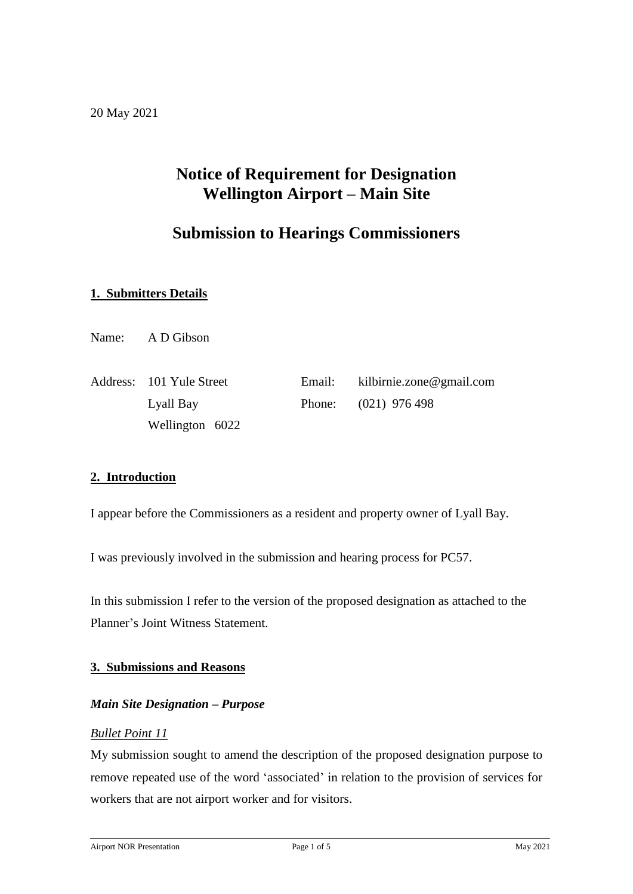20 May 2021

# Notice of Requirement for Designation
# Wellington Airport – Main Site

# Submission to Hearings Commissioners

## 1. Submitters Details

Name: A D Gibson

| | | | |
|---|---|---|---|
| Address: | 101 Yule Street | Email: | kilbirnie.zone@gmail.com |
| | Lyall Bay | Phone: | (021) 976 498 |
| | Wellington 6022 | | |

## 2. Introduction

I appear before the Commissioners as a resident and property owner of Lyall Bay.

I was previously involved in the submission and hearing process for PC57.

In this submission I refer to the version of the proposed designation as attached to the Planner's Joint Witness Statement.

## 3. Submissions and Reasons

### *Main Site Designation – Purpose*

*Bullet Point 11*

My submission sought to amend the description of the proposed designation purpose to remove repeated use of the word 'associated' in relation to the provision of services for workers that are not airport worker and for visitors.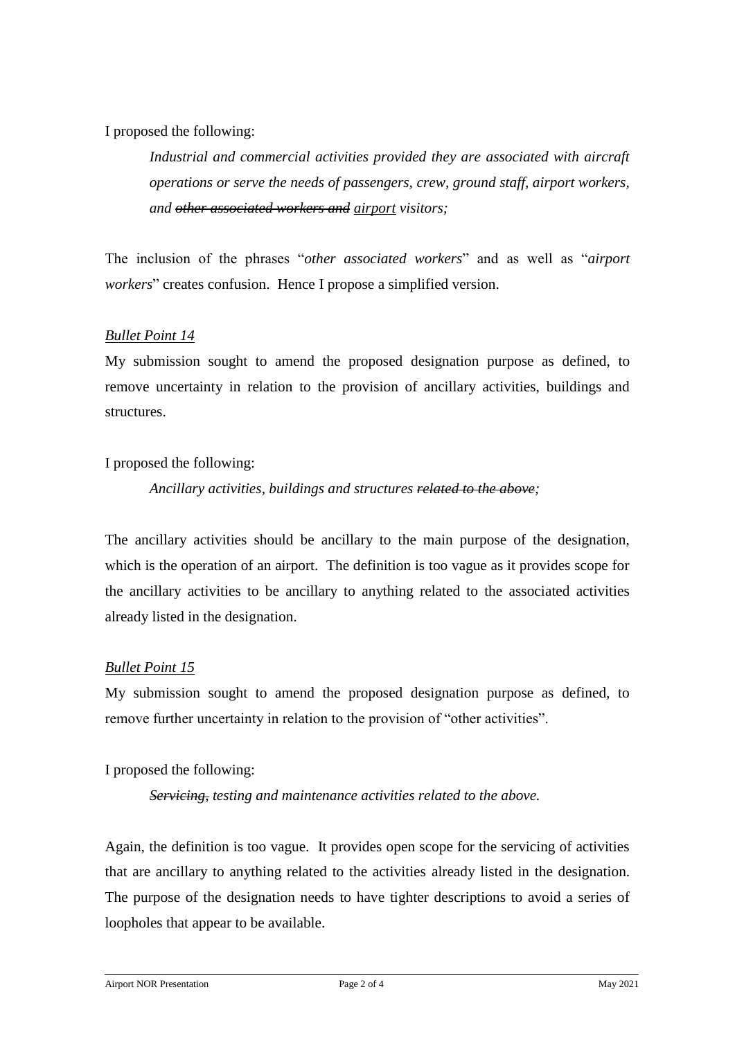I proposed the following:

> *Industrial and commercial activities provided they are associated with aircraft operations or serve the needs of passengers, crew, ground staff, airport workers, and ~~other associated workers and~~ <u>airport</u> visitors;*

The inclusion of the phrases "*other associated workers*" and as well as "*airport workers*" creates confusion. Hence I propose a simplified version.

*<u>Bullet Point 14</u>*

My submission sought to amend the proposed designation purpose as defined, to remove uncertainty in relation to the provision of ancillary activities, buildings and structures.

I proposed the following:

> *Ancillary activities, buildings and structures ~~related to the above~~;*

The ancillary activities should be ancillary to the main purpose of the designation, which is the operation of an airport. The definition is too vague as it provides scope for the ancillary activities to be ancillary to anything related to the associated activities already listed in the designation.

*<u>Bullet Point 15</u>*

My submission sought to amend the proposed designation purpose as defined, to remove further uncertainty in relation to the provision of "other activities".

I proposed the following:

> *~~Servicing,~~ testing and maintenance activities related to the above.*

Again, the definition is too vague. It provides open scope for the servicing of activities that are ancillary to anything related to the activities already listed in the designation. The purpose of the designation needs to have tighter descriptions to avoid a series of loopholes that appear to be available.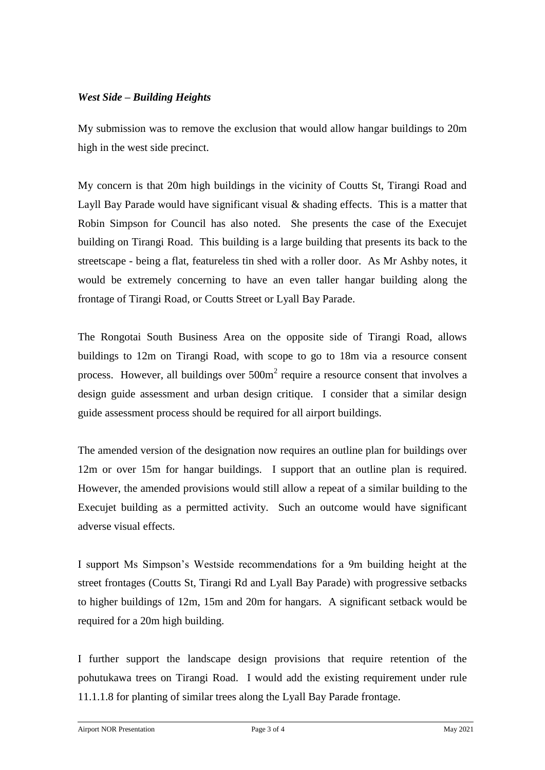***West Side – Building Heights***

My submission was to remove the exclusion that would allow hangar buildings to 20m high in the west side precinct.

My concern is that 20m high buildings in the vicinity of Coutts St, Tirangi Road and Layll Bay Parade would have significant visual & shading effects. This is a matter that Robin Simpson for Council has also noted. She presents the case of the Execujet building on Tirangi Road. This building is a large building that presents its back to the streetscape - being a flat, featureless tin shed with a roller door. As Mr Ashby notes, it would be extremely concerning to have an even taller hangar building along the frontage of Tirangi Road, or Coutts Street or Lyall Bay Parade.

The Rongotai South Business Area on the opposite side of Tirangi Road, allows buildings to 12m on Tirangi Road, with scope to go to 18m via a resource consent process. However, all buildings over $500m^2$ require a resource consent that involves a design guide assessment and urban design critique. I consider that a similar design guide assessment process should be required for all airport buildings.

The amended version of the designation now requires an outline plan for buildings over 12m or over 15m for hangar buildings. I support that an outline plan is required. However, the amended provisions would still allow a repeat of a similar building to the Execujet building as a permitted activity. Such an outcome would have significant adverse visual effects.

I support Ms Simpson's Westside recommendations for a 9m building height at the street frontages (Coutts St, Tirangi Rd and Lyall Bay Parade) with progressive setbacks to higher buildings of 12m, 15m and 20m for hangars. A significant setback would be required for a 20m high building.

I further support the landscape design provisions that require retention of the pohutukawa trees on Tirangi Road. I would add the existing requirement under rule 11.1.1.8 for planting of similar trees along the Lyall Bay Parade frontage.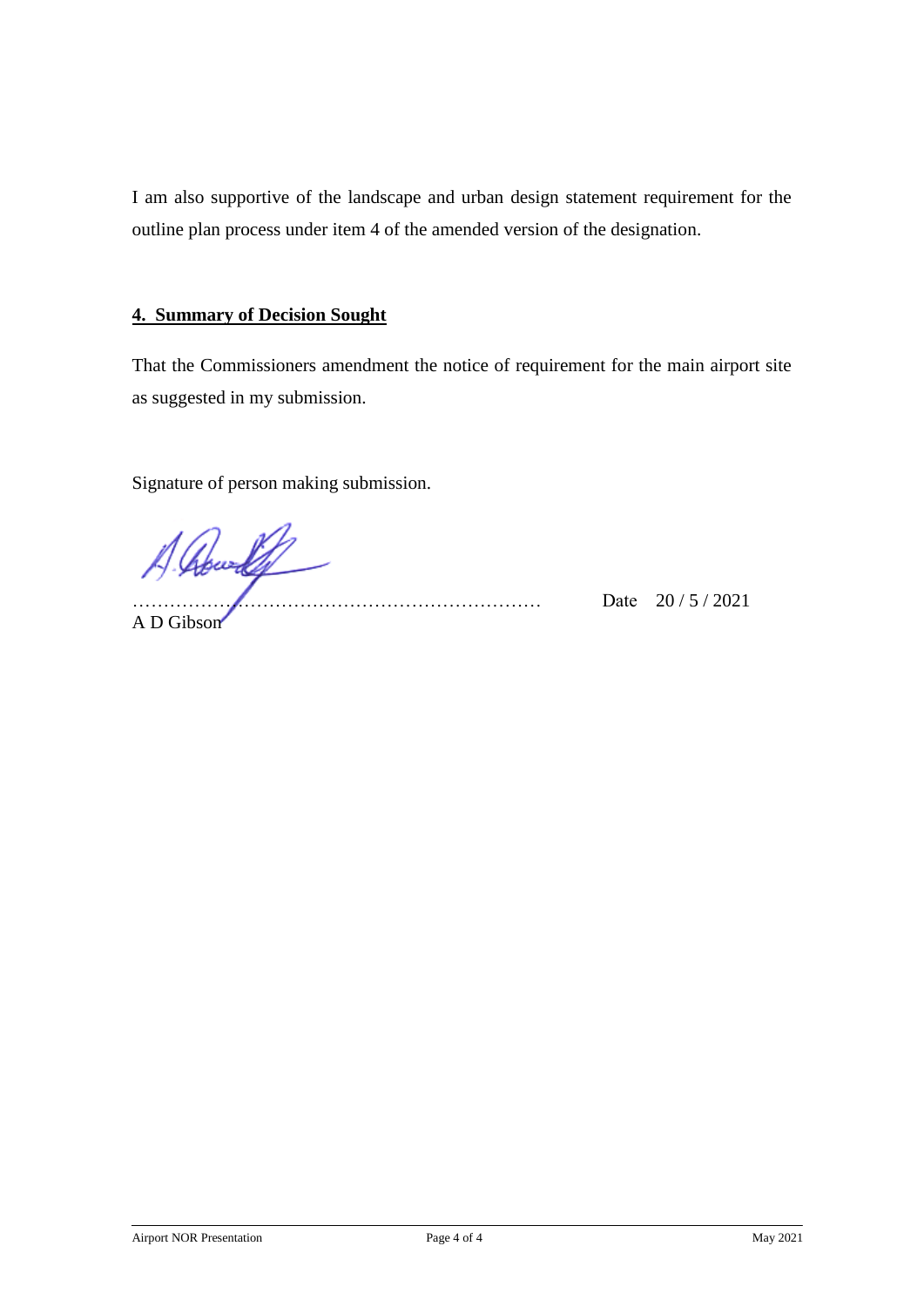I am also supportive of the landscape and urban design statement requirement for the outline plan process under item 4 of the amended version of the designation.

## 4. Summary of Decision Sought

That the Commissioners amendment the notice of requirement for the main airport site as suggested in my submission.

Signature of person making submission.

………………………………………………………… Date 20 / 5 / 2021

A D Gibson